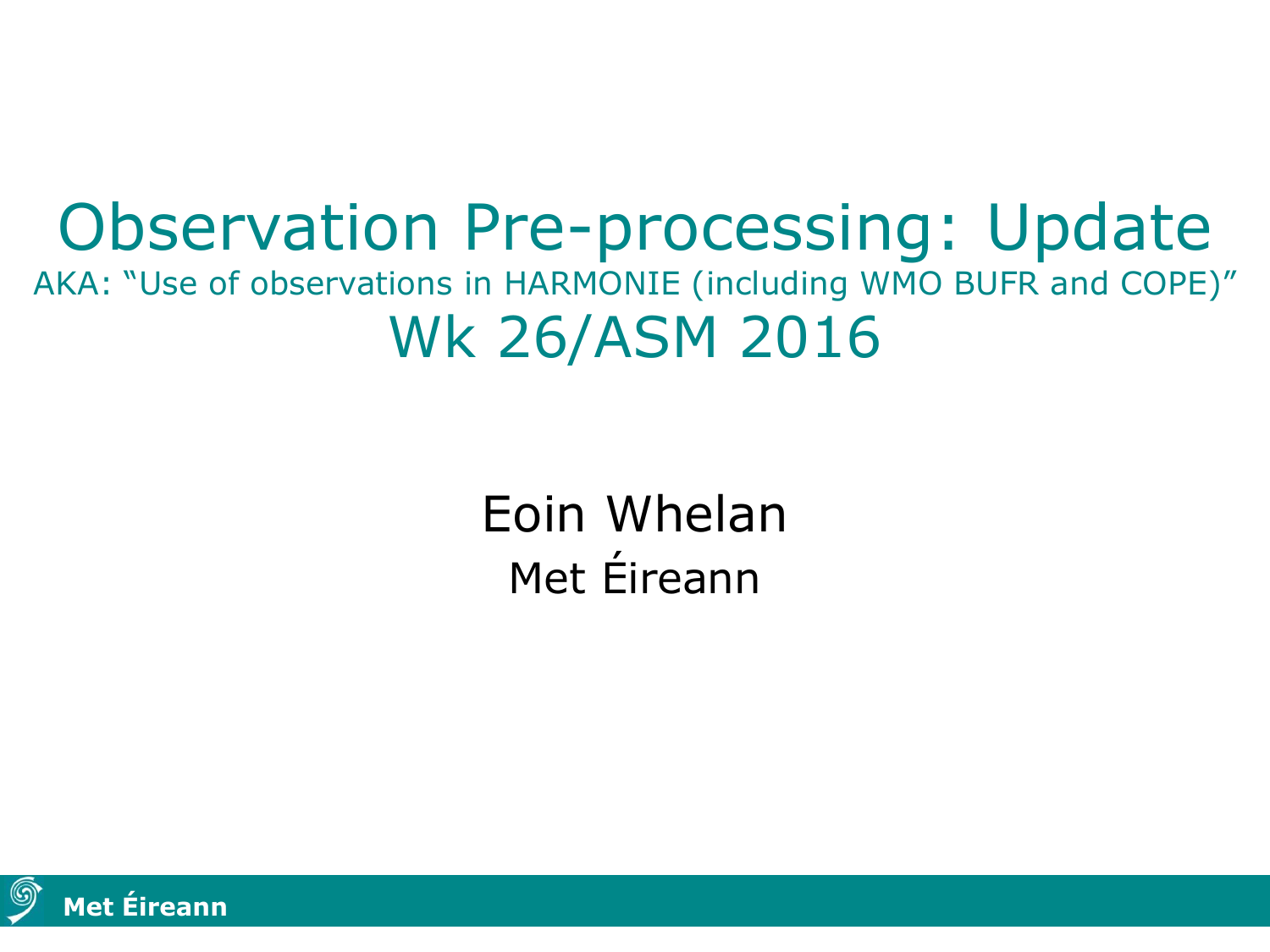# Observation Pre-processing: Update

AKA: "Use of observations in HARMONIE (including WMO BUFR and COPE)"

## Wk 26/ASM 2016

Eoin Whelan

Met Éireann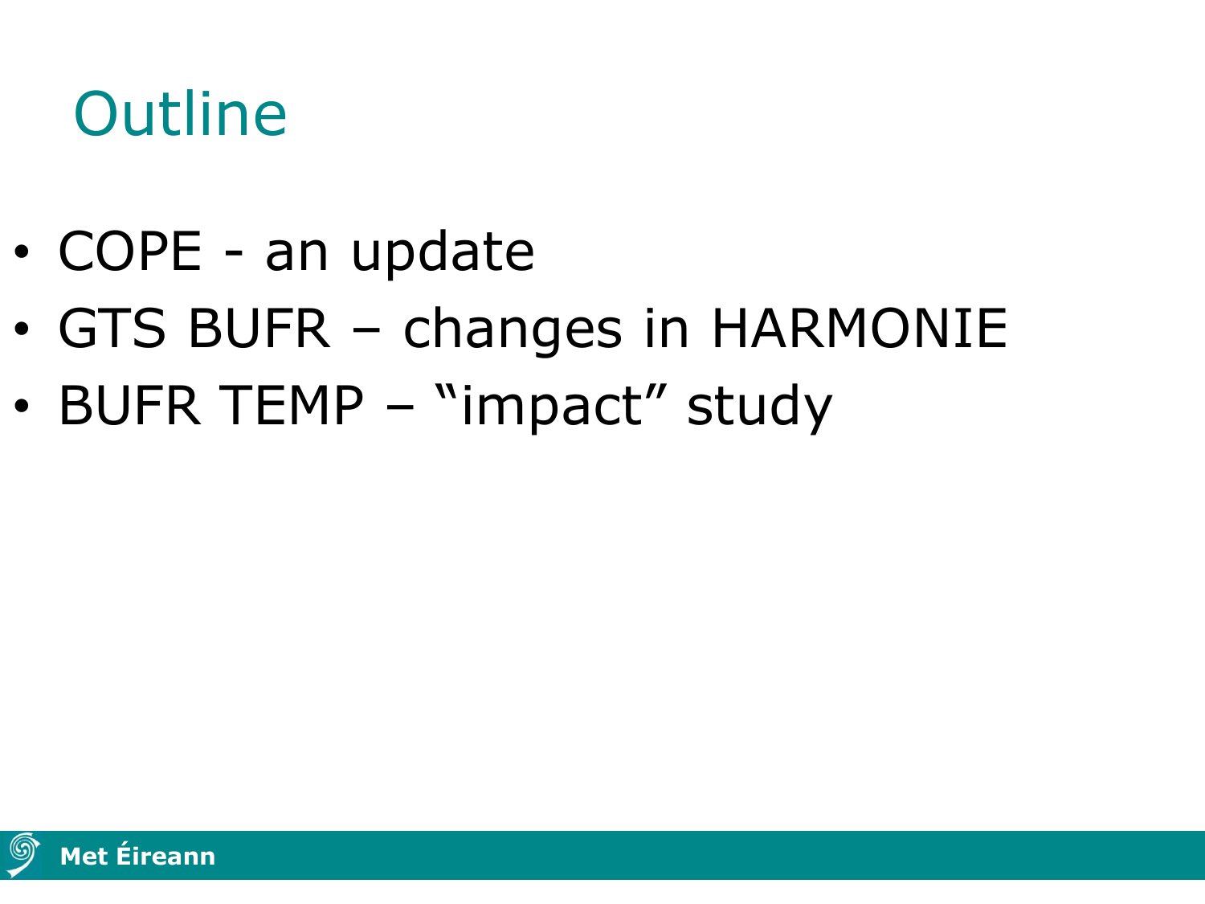# Outline

- COPE - an update
- GTS BUFR – changes in HARMONIE
- BUFR TEMP – “impact” study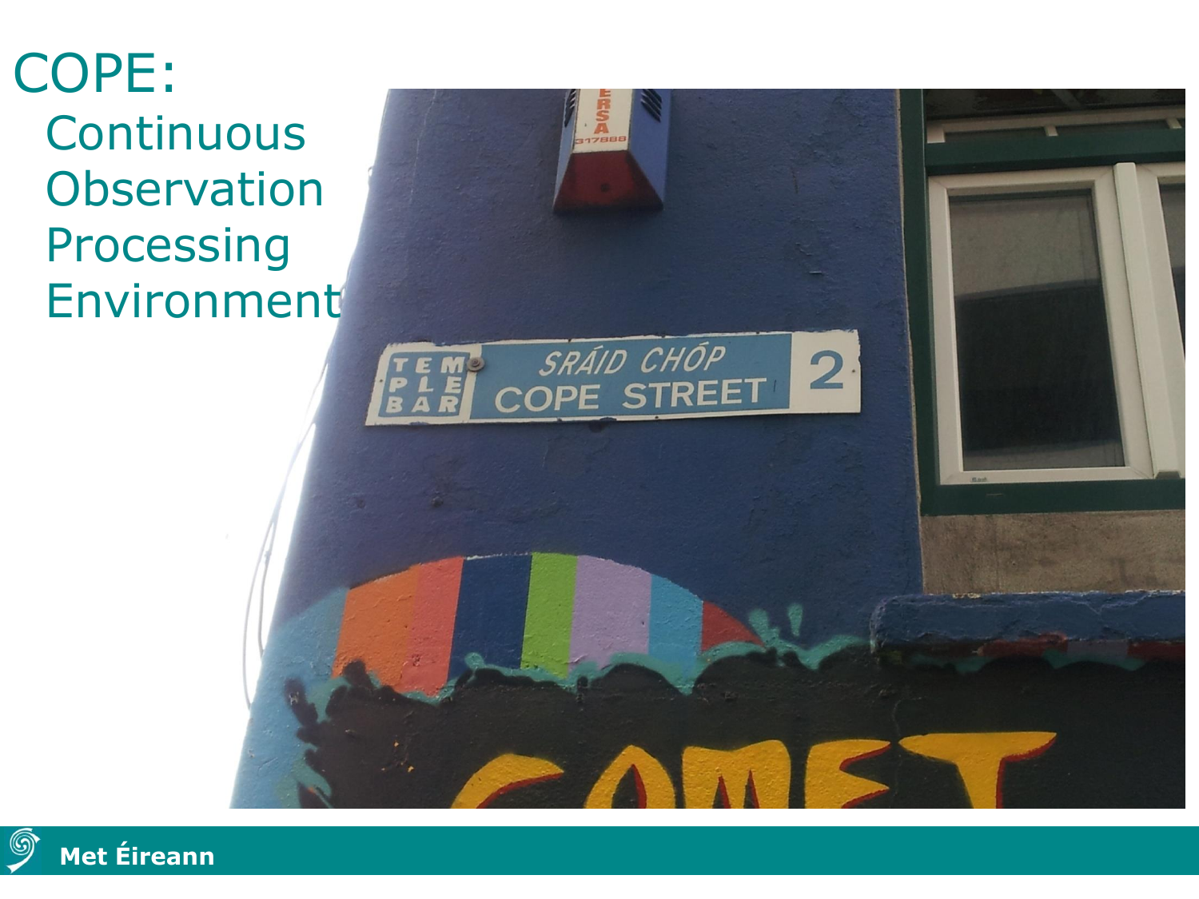# COPE:

Continuous
Observation
Processing
Environment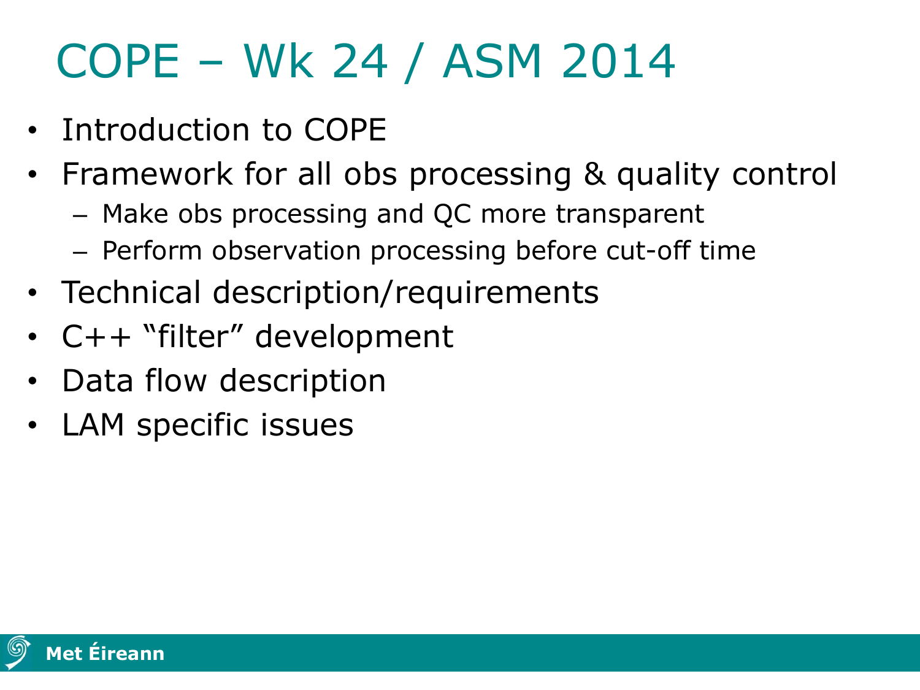# COPE – Wk 24 / ASM 2014

- Introduction to COPE
- Framework for all obs processing & quality control
  - Make obs processing and QC more transparent
  - Perform observation processing before cut-off time
- Technical description/requirements
- C++ “filter” development
- Data flow description
- LAM specific issues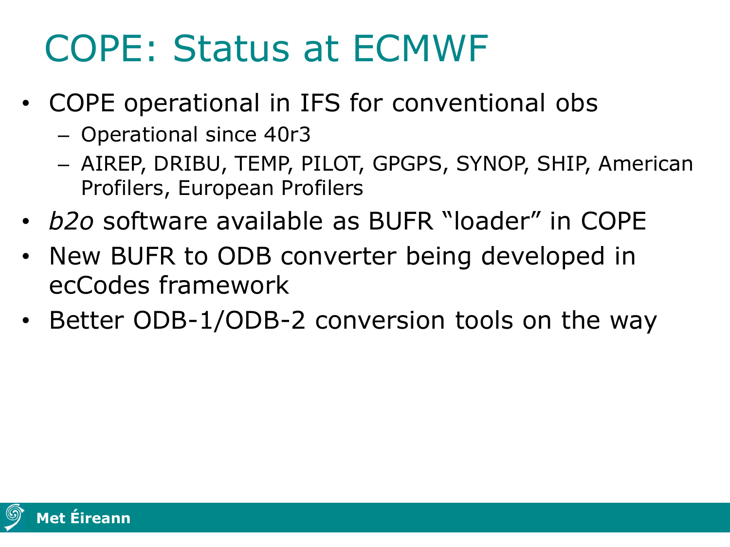# COPE: Status at ECMWF

- COPE operational in IFS for conventional obs
  - Operational since 40r3
  - AIREP, DRIBU, TEMP, PILOT, GPGPS, SYNOP, SHIP, American Profilers, European Profilers
- *b2o* software available as BUFR "loader" in COPE
- New BUFR to ODB converter being developed in ecCodes framework
- Better ODB-1/ODB-2 conversion tools on the way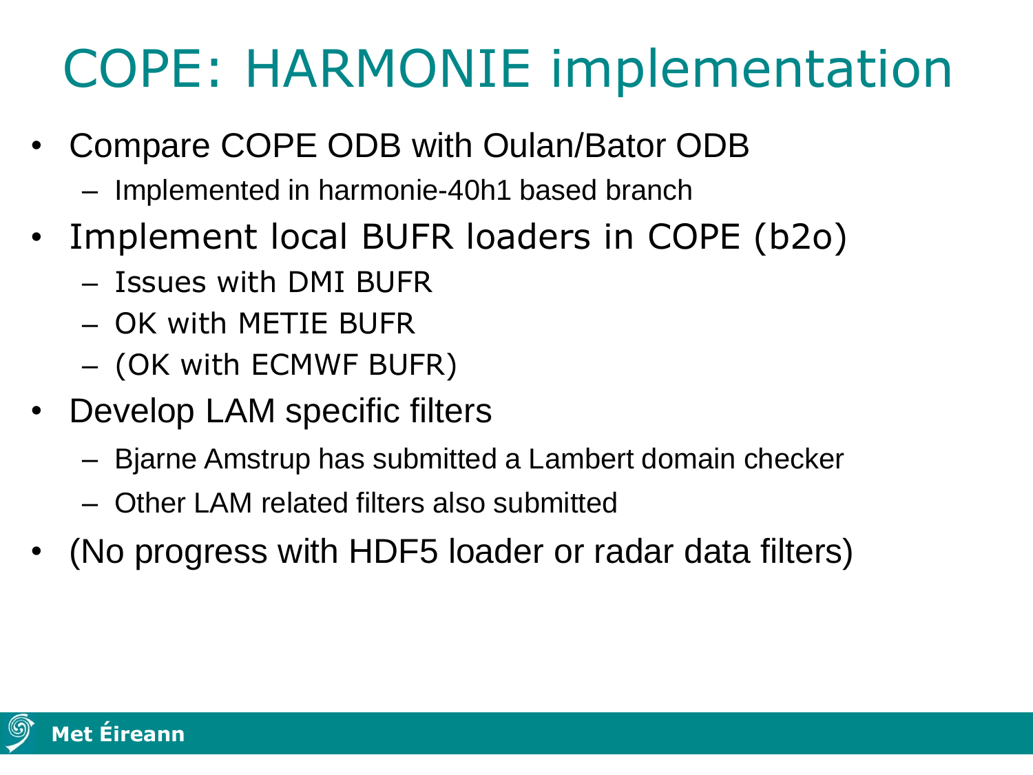# COPE: HARMONIE implementation

- Compare COPE ODB with Oulan/Bator ODB
  - Implemented in harmonie-40h1 based branch
- Implement local BUFR loaders in COPE (b2o)
  - Issues with DMI BUFR
  - OK with METIE BUFR
  - (OK with ECMWF BUFR)
- Develop LAM specific filters
  - Bjarne Amstrup has submitted a Lambert domain checker
  - Other LAM related filters also submitted
- (No progress with HDF5 loader or radar data filters)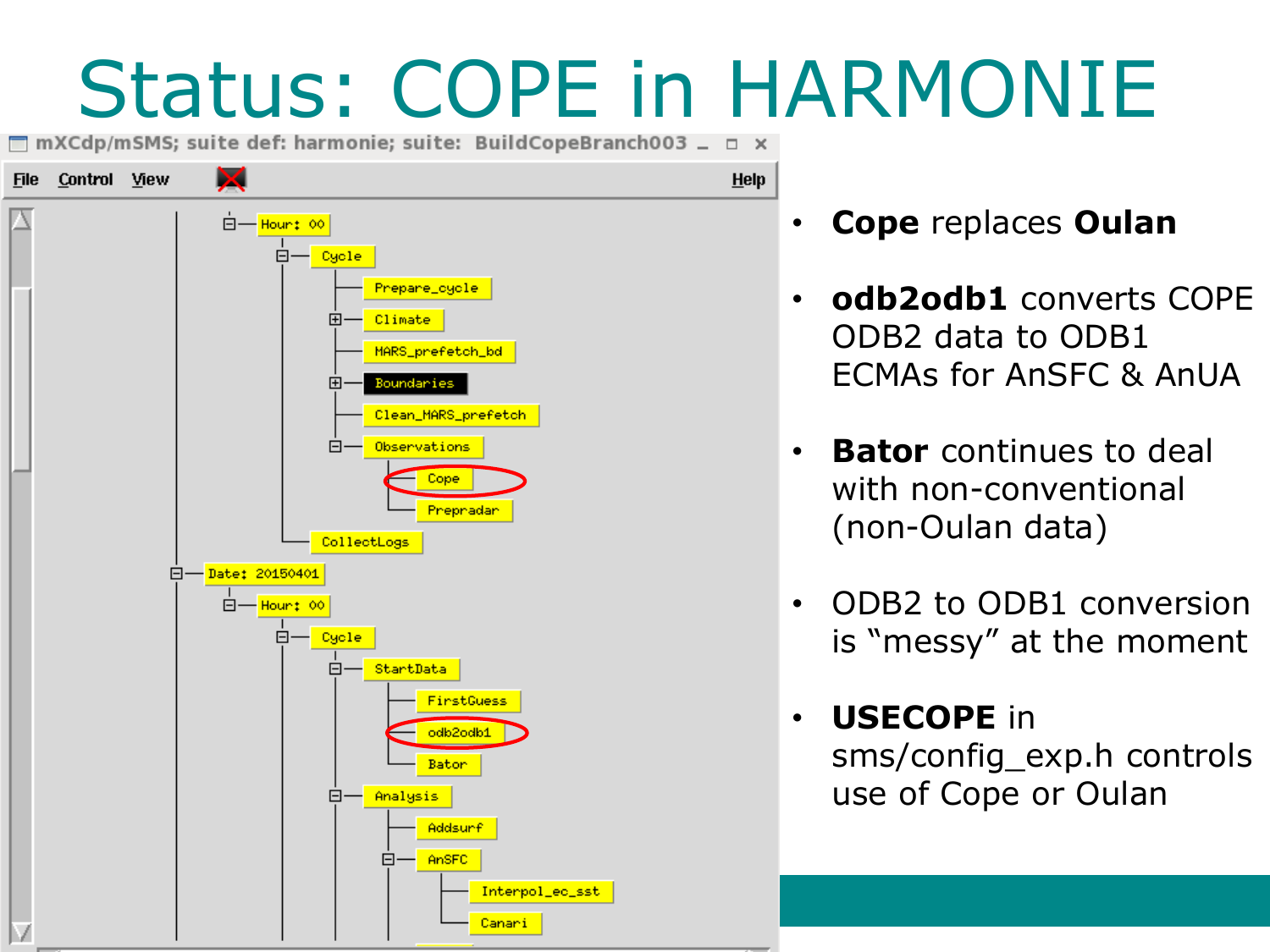# Status: COPE in HARMONIE

- **Cope** replaces **Oulan**
- **odb2odb1** converts COPE ODB2 data to ODB1 ECMAs for AnSFC & AnUA
- **Bator** continues to deal with non-conventional (non-Oulan data)
- ODB2 to ODB1 conversion is “messy” at the moment
- **USECOPE** in sms/config_exp.h controls use of Cope or Oulan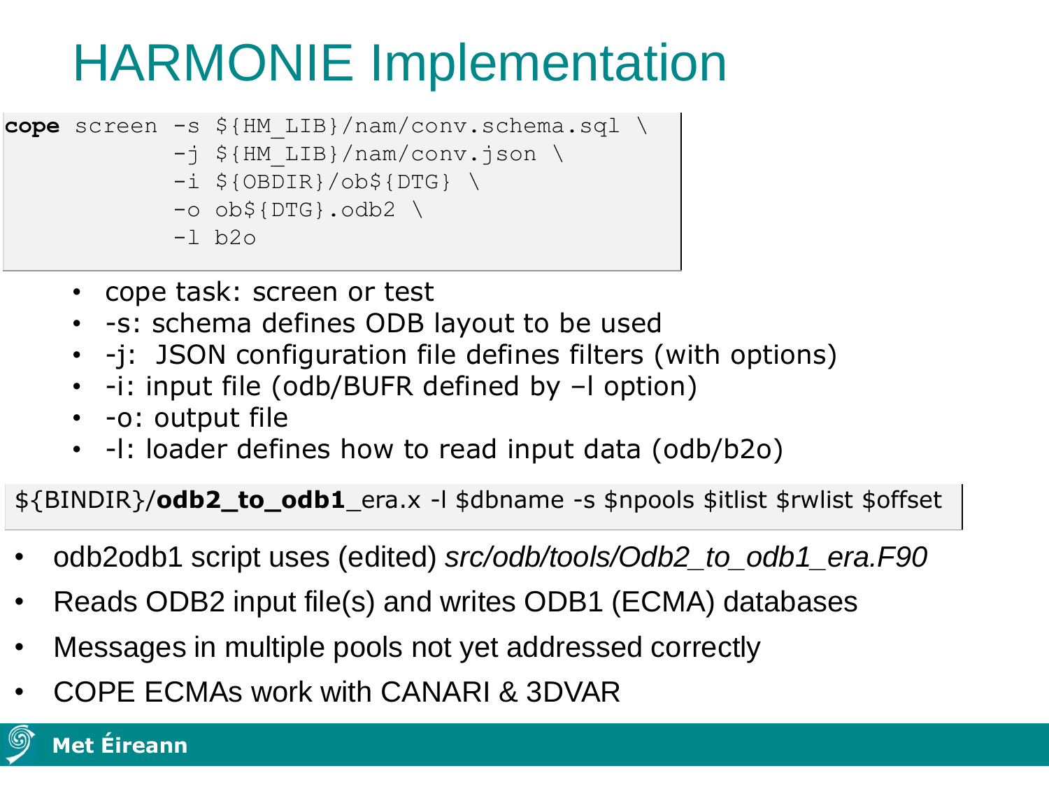# HARMONIE Implementation

```
cope screen -s ${HM_LIB}/nam/conv.schema.sql \
           -j ${HM_LIB}/nam/conv.json \
           -i ${OBDIR}/ob${DTG} \
           -o ob${DTG}.odb2 \
           -l b2o
```

- cope task: screen or test
- -s: schema defines ODB layout to be used
- -j: JSON configuration file defines filters (with options)
- -i: input file (odb/BUFR defined by –l option)
- -o: output file
- -l: loader defines how to read input data (odb/b2o)

```
${BINDIR}/odb2_to_odb1_era.x -l $dbname -s $npools $itlist $rwlist $offset
```

- odb2odb1 script uses (edited) *src/odb/tools/Odb2_to_odb1_era.F90*
- Reads ODB2 input file(s) and writes ODB1 (ECMA) databases
- Messages in multiple pools not yet addressed correctly
- COPE ECMAs work with CANARI & 3DVAR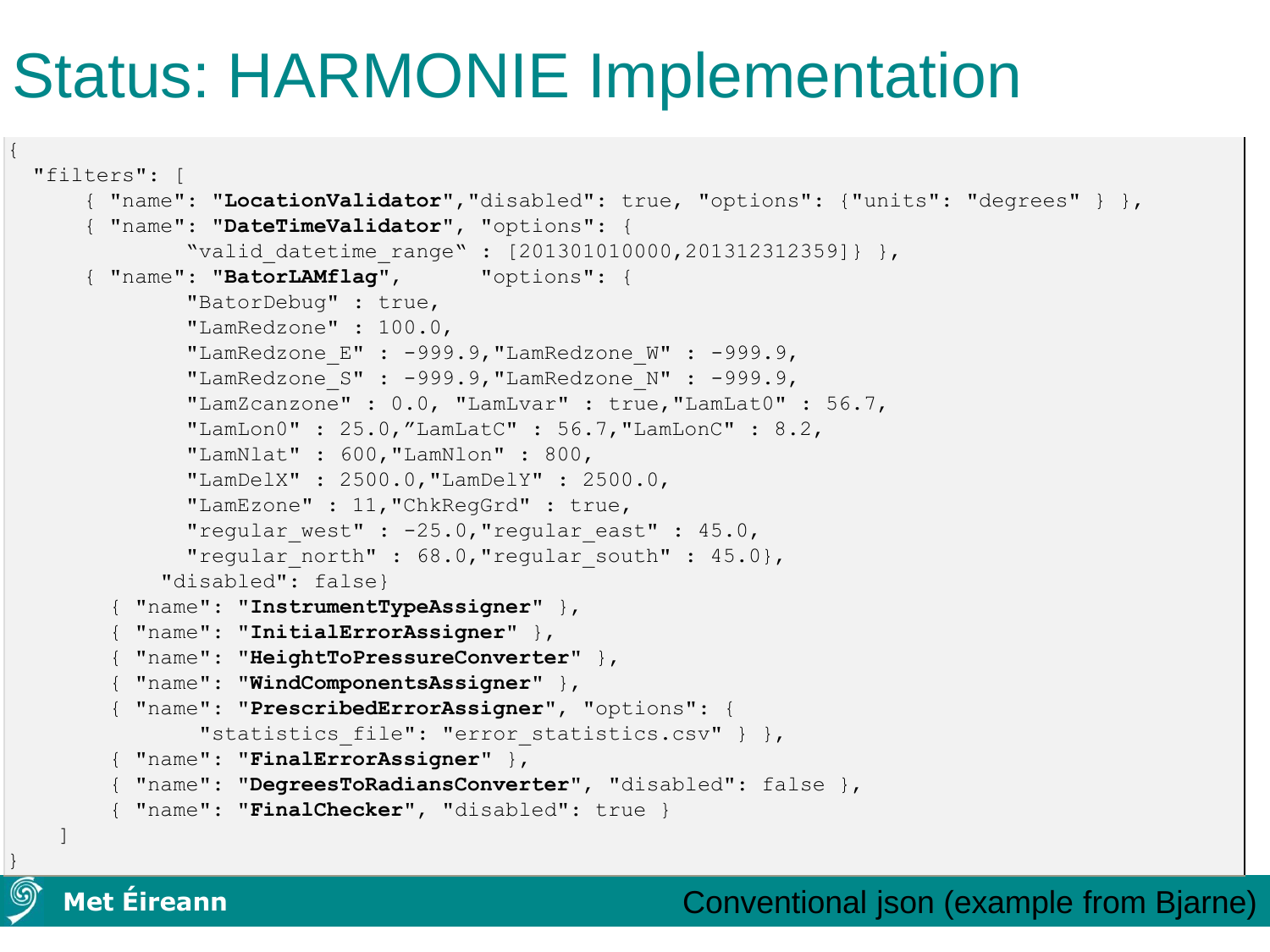# Status: HARMONIE Implementation

```
{
  "filters": [
      { "name": "LocationValidator","disabled": true, "options": {"units": "degrees" } },
      { "name": "DateTimeValidator", "options": {
              "valid_datetime_range" : [201301010000,201312312359]} },
      { "name": "BatorLAMflag",       "options": {
              "BatorDebug" : true,
              "LamRedzone" : 100.0,
              "LamRedzone_E" : -999.9,"LamRedzone_W" : -999.9,
              "LamRedzone_S" : -999.9,"LamRedzone_N" : -999.9,
              "LamZcanzone" : 0.0, "LamLvar" : true,"LamLat0" : 56.7,
              "LamLon0" : 25.0,"LamLatC" : 56.7,"LamLonC" : 8.2,
              "LamNlat" : 600,"LamNlon" : 800,
              "LamDelX" : 2500.0,"LamDelY" : 2500.0,
              "LamEzone" : 11,"ChkRegGrd" : true,
              "regular_west" : -25.0,"regular_east" : 45.0,
              "regular_north" : 68.0,"regular_south" : 45.0},
            "disabled": false}
        { "name": "InstrumentTypeAssigner" },
        { "name": "InitialErrorAssigner" },
        { "name": "HeightToPressureConverter" },
        { "name": "WindComponentsAssigner" },
        { "name": "PrescribedErrorAssigner", "options": {
              "statistics_file": "error_statistics.csv" } },
        { "name": "FinalErrorAssigner" },
        { "name": "DegreesToRadiansConverter", "disabled": false },
        { "name": "FinalChecker", "disabled": true }
    ]
}
```

Conventional json (example from Bjarne)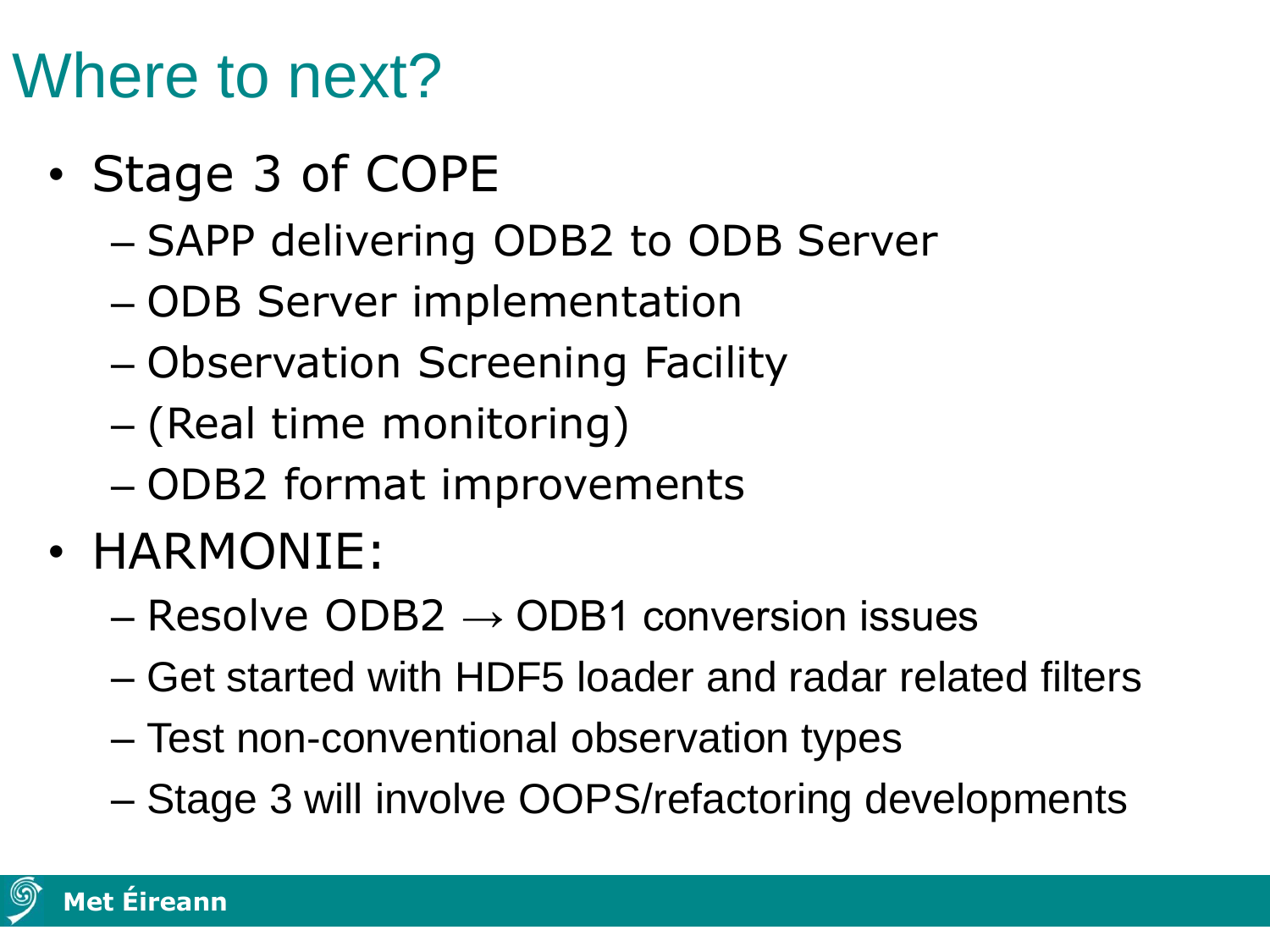# Where to next?

- Stage 3 of COPE
  - SAPP delivering ODB2 to ODB Server
  - ODB Server implementation
  - Observation Screening Facility
  - (Real time monitoring)
  - ODB2 format improvements
- HARMONIE:
  - Resolve ODB2 → ODB1 conversion issues
  - Get started with HDF5 loader and radar related filters
  - Test non-conventional observation types
  - Stage 3 will involve OOPS/refactoring developments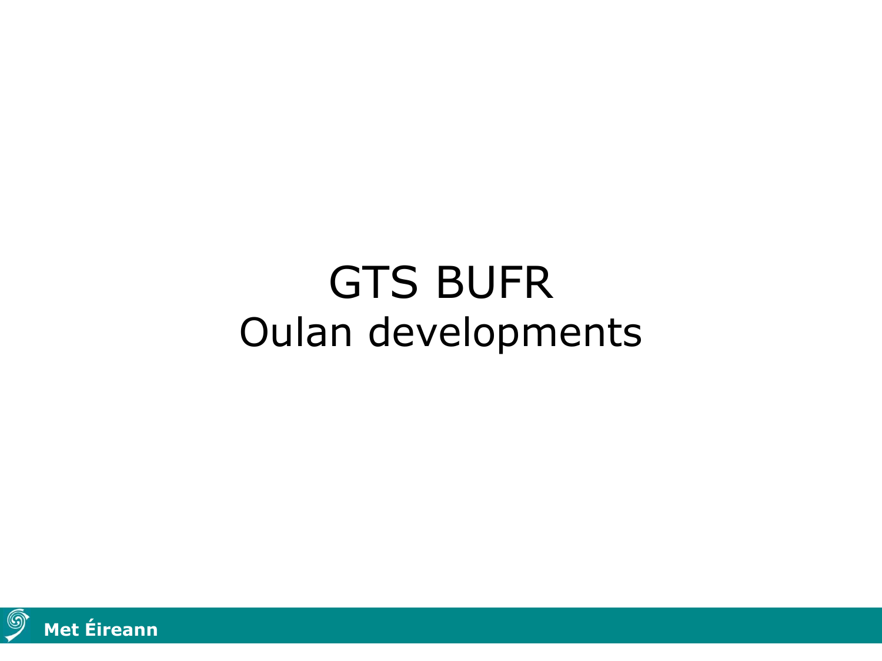# GTS BUFR

## Oulan developments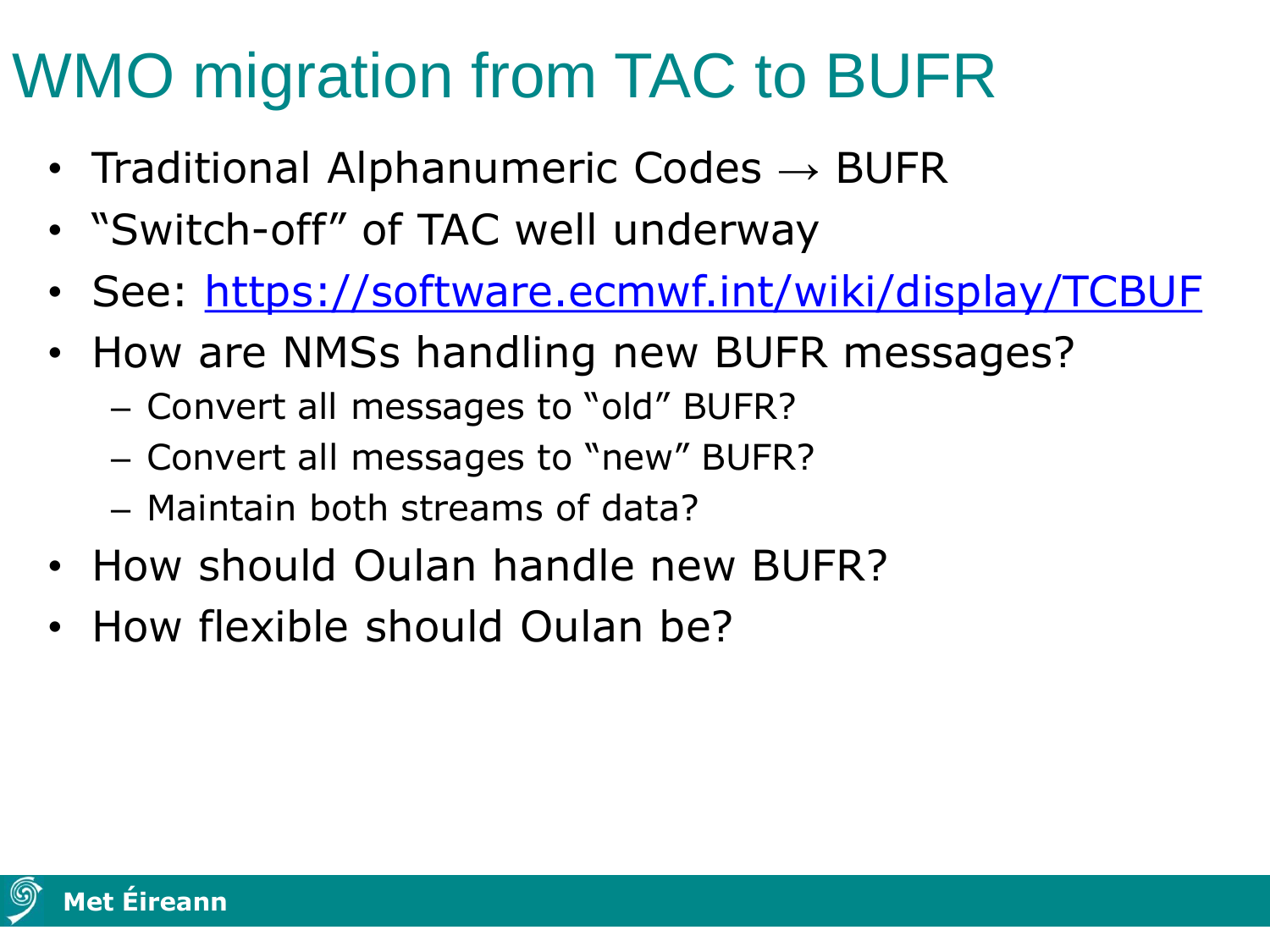# WMO migration from TAC to BUFR

- Traditional Alphanumeric Codes → BUFR
- "Switch-off" of TAC well underway
- See: https://software.ecmwf.int/wiki/display/TCBUF
- How are NMSs handling new BUFR messages?
  - Convert all messages to "old" BUFR?
  - Convert all messages to "new" BUFR?
  - Maintain both streams of data?
- How should Oulan handle new BUFR?
- How flexible should Oulan be?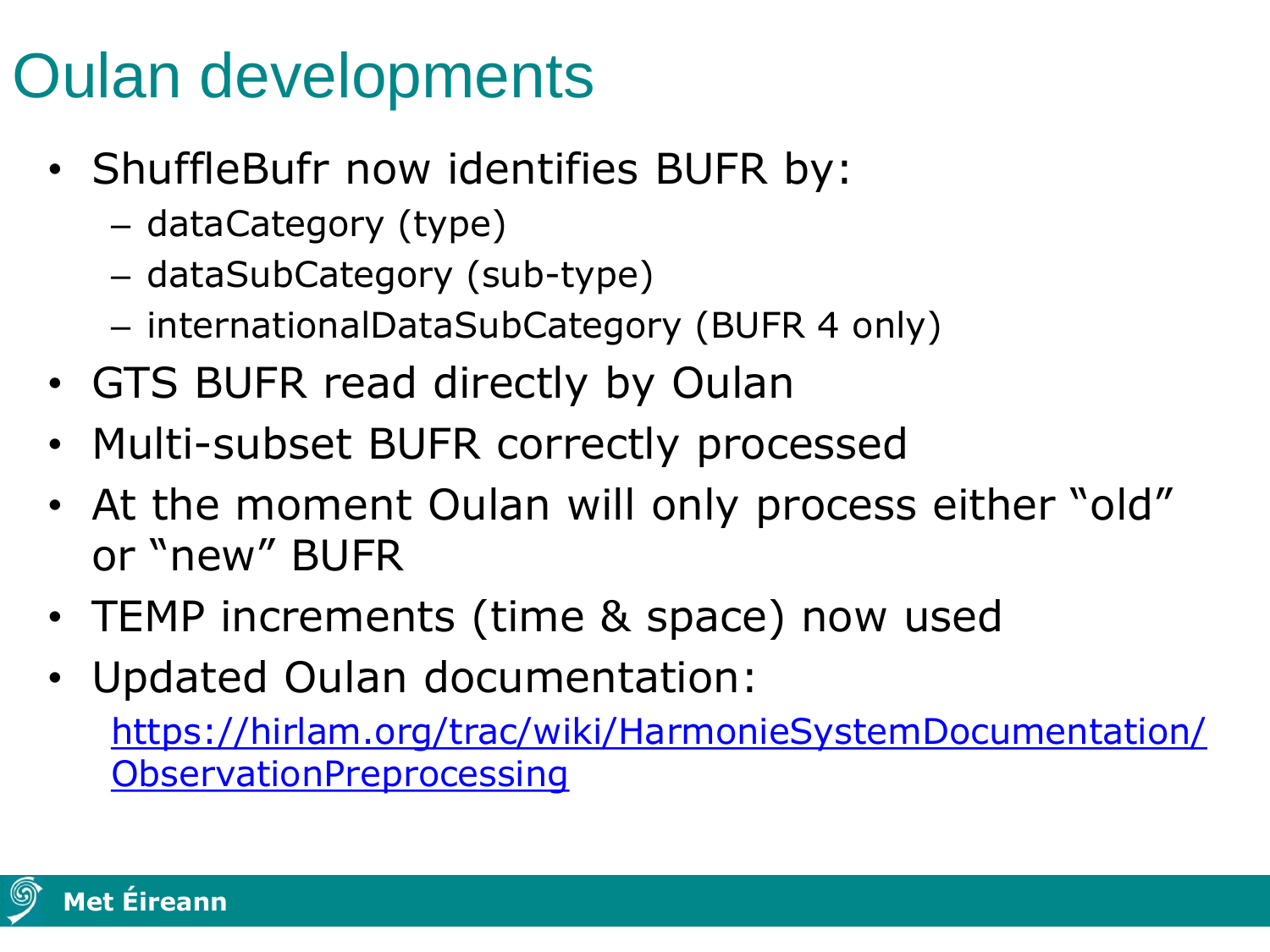# Oulan developments

- ShuffleBufr now identifies BUFR by:
  - dataCategory (type)
  - dataSubCategory (sub-type)
  - internationalDataSubCategory (BUFR 4 only)
- GTS BUFR read directly by Oulan
- Multi-subset BUFR correctly processed
- At the moment Oulan will only process either “old” or “new” BUFR
- TEMP increments (time & space) now used
- Updated Oulan documentation:

  [https://hirlam.org/trac/wiki/HarmonieSystemDocumentation/ObservationPreprocessing](https://hirlam.org/trac/wiki/HarmonieSystemDocumentation/ObservationPreprocessing)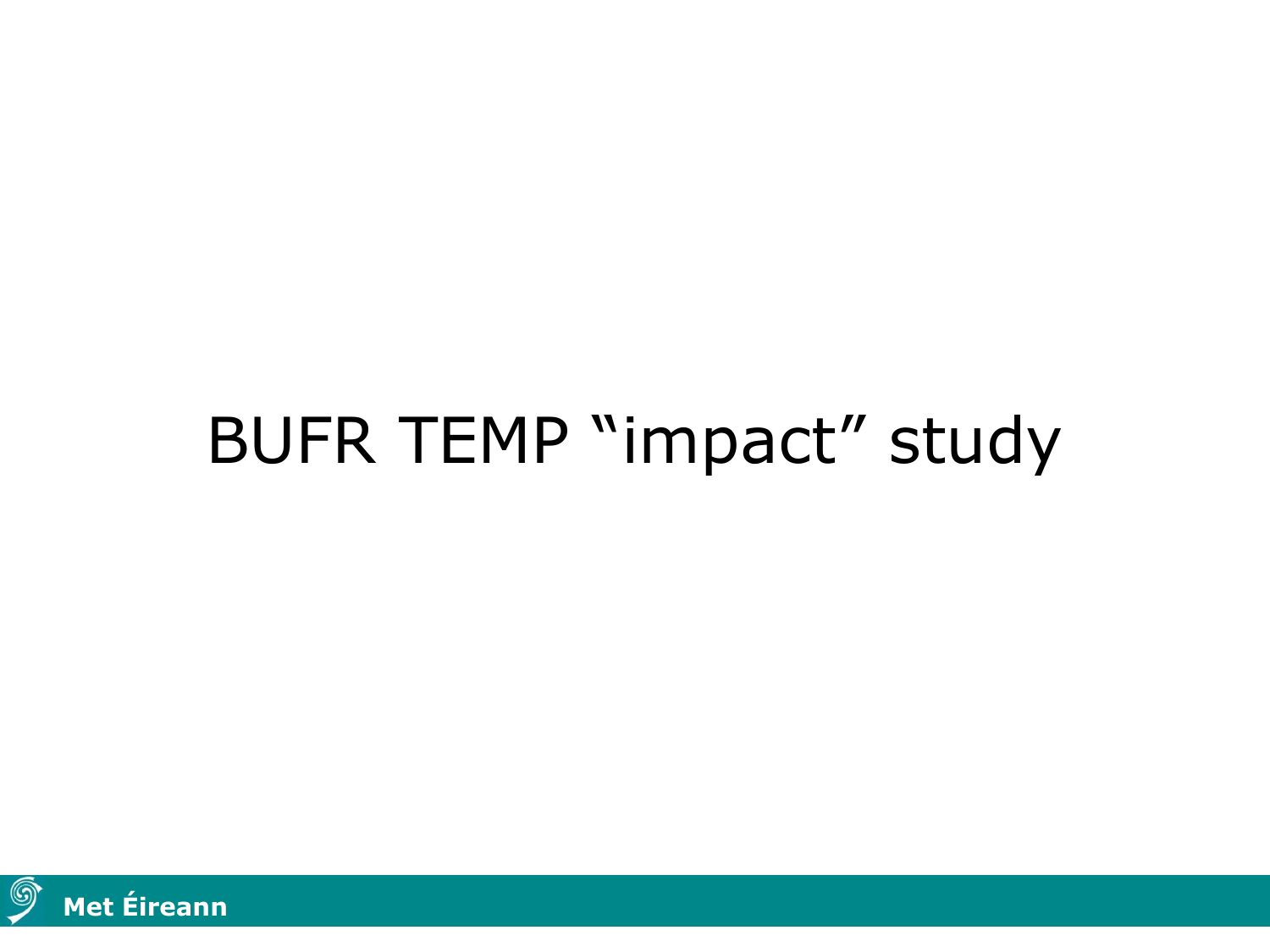# BUFR TEMP “impact” study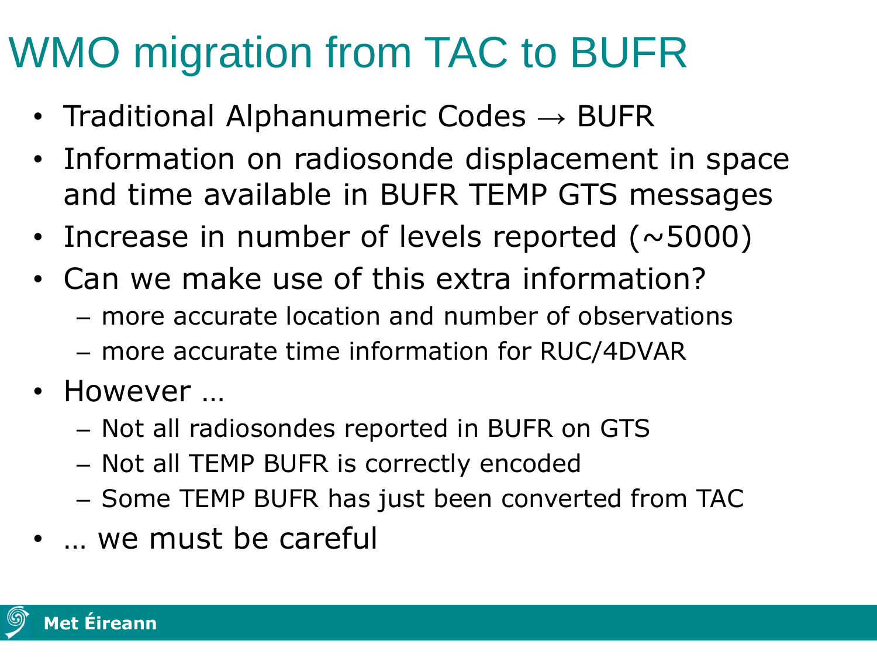# WMO migration from TAC to BUFR

- Traditional Alphanumeric Codes → BUFR
- Information on radiosonde displacement in space and time available in BUFR TEMP GTS messages
- Increase in number of levels reported (~5000)
- Can we make use of this extra information?
  - more accurate location and number of observations
  - more accurate time information for RUC/4DVAR
- However …
  - Not all radiosondes reported in BUFR on GTS
  - Not all TEMP BUFR is correctly encoded
  - Some TEMP BUFR has just been converted from TAC
- … we must be careful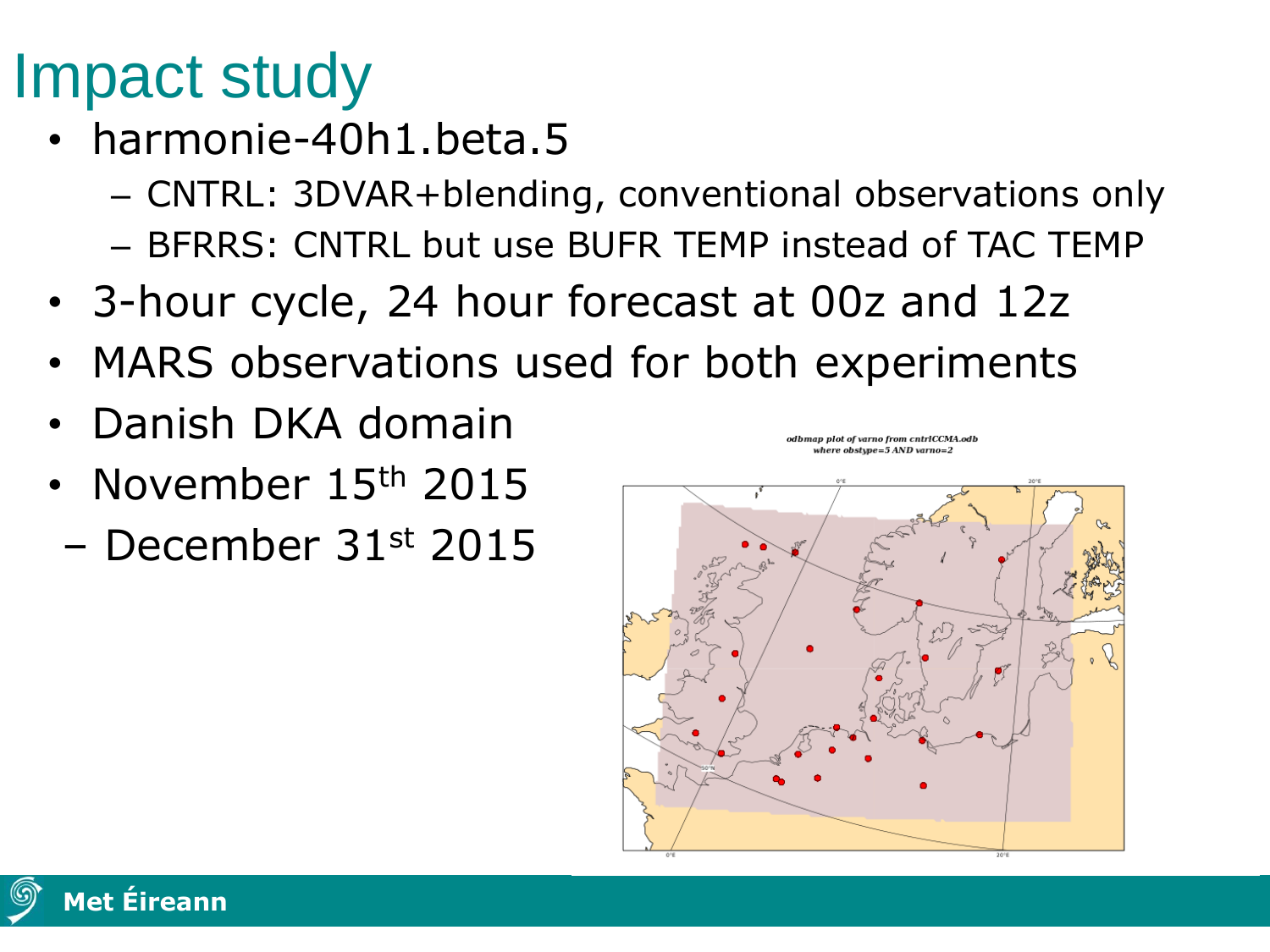# Impact study

- harmonie-40h1.beta.5
  - CNTRL: 3DVAR+blending, conventional observations only
  - BFRRS: CNTRL but use BUFR TEMP instead of TAC TEMP
- 3-hour cycle, 24 hour forecast at 00z and 12z
- MARS observations used for both experiments
- Danish DKA domain
- November 15th 2015 – December 31st 2015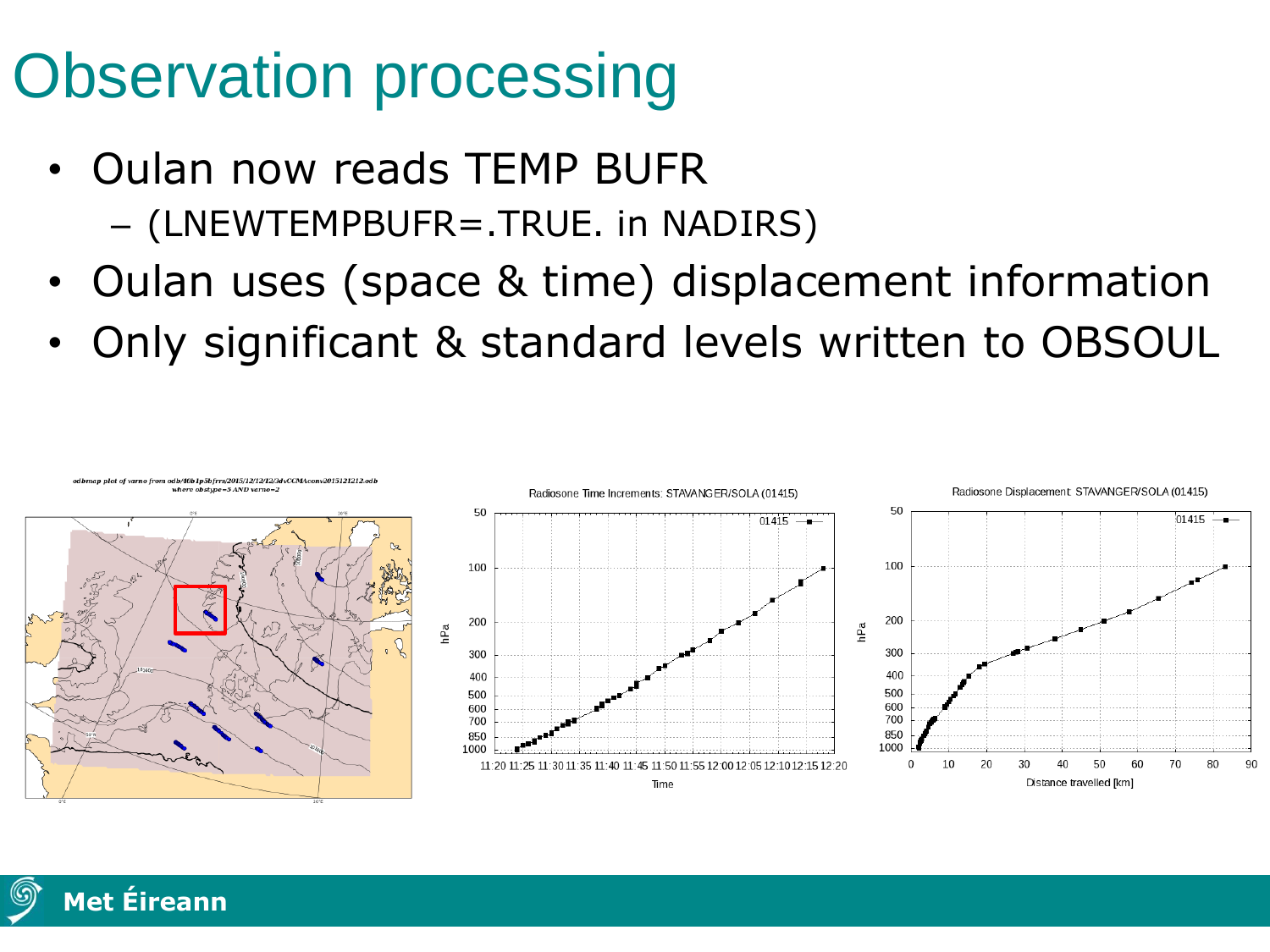# Observation processing

- Oulan now reads TEMP BUFR
  - (LNEWTEMPBUFR=.TRUE. in NADIRS)
- Oulan uses (space & time) displacement information
- Only significant & standard levels written to OBSOUL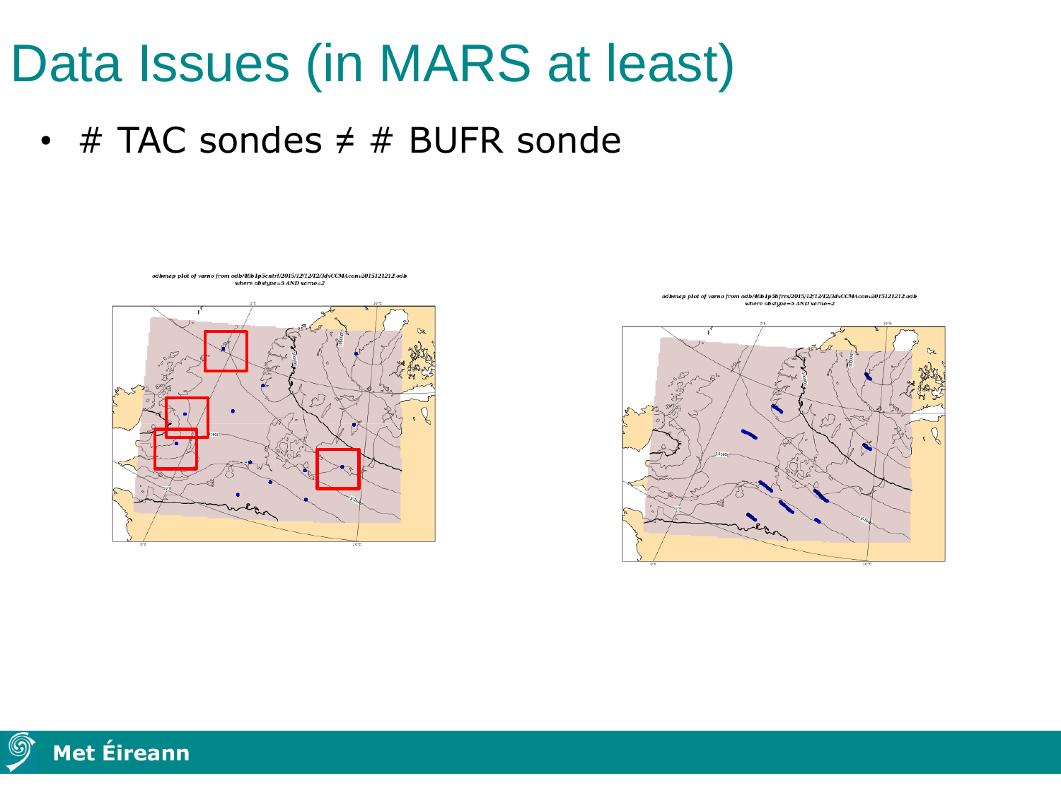# Data Issues (in MARS at least)

- # TAC sondes ≠ # BUFR sonde

odbmap plot of varno from odb/40b1p5cntrl/2015/12/12/12/3dvCCMAconv2015121212.odb
where obstype=5 AND varno=2

odbmap plot of varno from odb/40b1p5bfrrs/2015/12/12/12/3dvCCMAconv2015121212.odb
where obstype=5 AND varno=2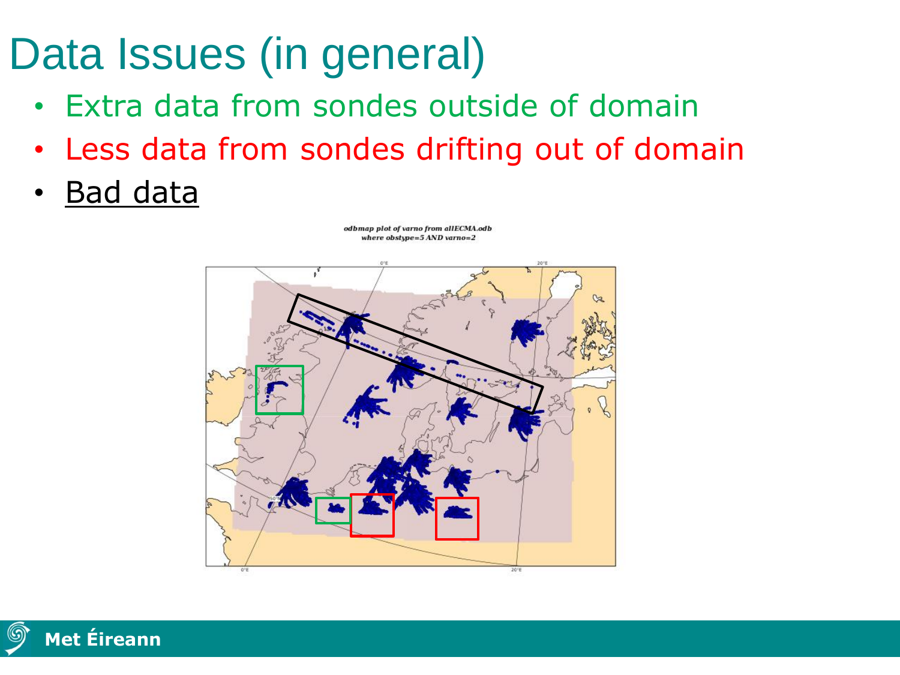# Data Issues (in general)

- Extra data from sondes outside of domain
- Less data from sondes drifting out of domain
- Bad data

odbmap plot of varno from allECMA.odb
where obstype=5 AND varno=2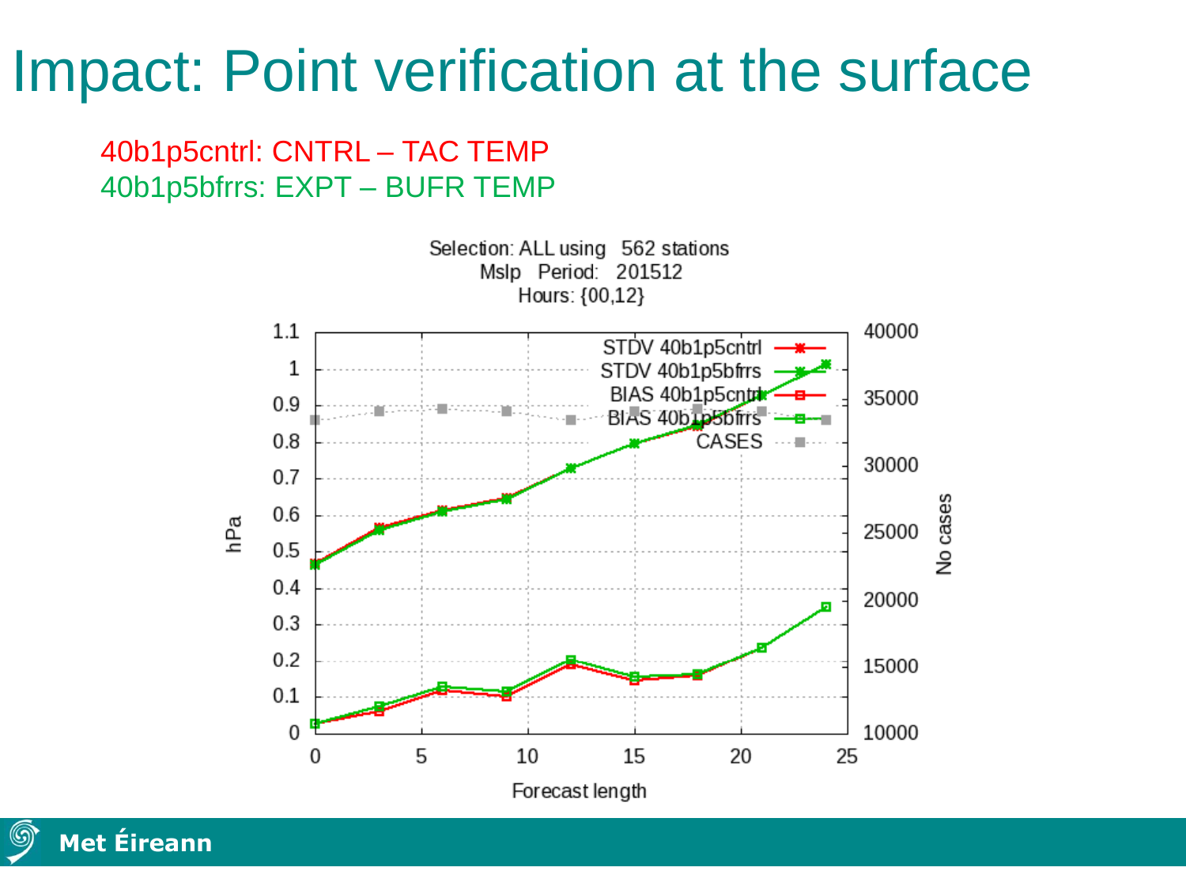# Impact: Point verification at the surface

40b1p5cntrl: CNTRL – TAC TEMP

40b1p5bfrrs: EXPT – BUFR TEMP

Selection: ALL using 562 stations
Mslp Period: 201512
Hours: {00,12}

STDV 40b1p5cntrl
STDV 40b1p5bfrrs
BIAS 40b1p5cntrl
BIAS 40b1p5bfrrs
CASES

hPa

No cases

Forecast length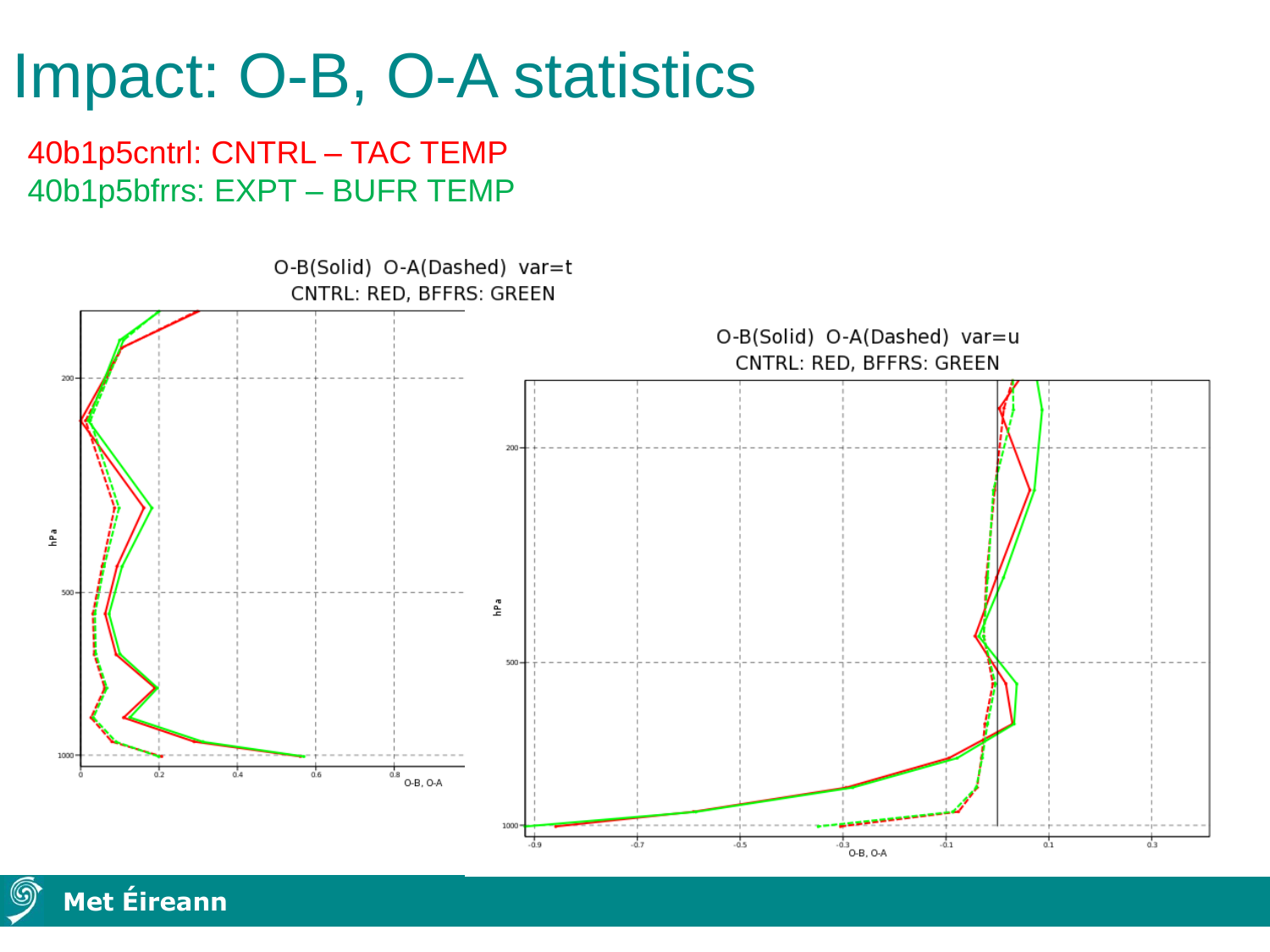# Impact: O-B, O-A statistics

40b1p5cntrl: CNTRL – TAC TEMP

40b1p5bfrrs: EXPT – BUFR TEMP

O-B(Solid) O-A(Dashed) var=t
CNTRL: RED, BFFRS: GREEN

O-B(Solid) O-A(Dashed) var=u
CNTRL: RED, BFFRS: GREEN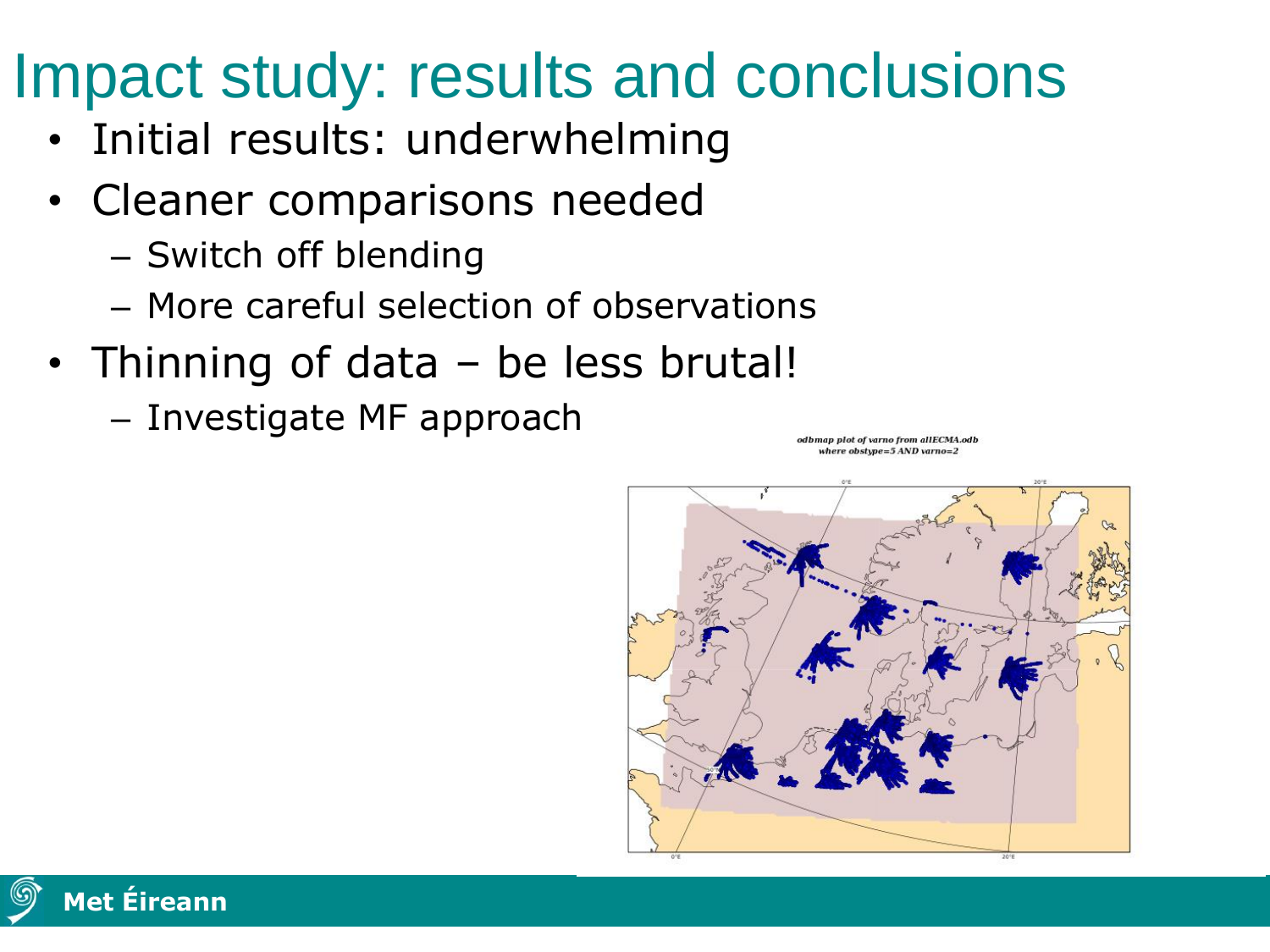# Impact study: results and conclusions

- Initial results: underwhelming
- Cleaner comparisons needed
  - Switch off blending
  - More careful selection of observations
- Thinning of data – be less brutal!
  - Investigate MF approach

*odbmap plot of varno from allECMA.odb where obstype=5 AND varno=2*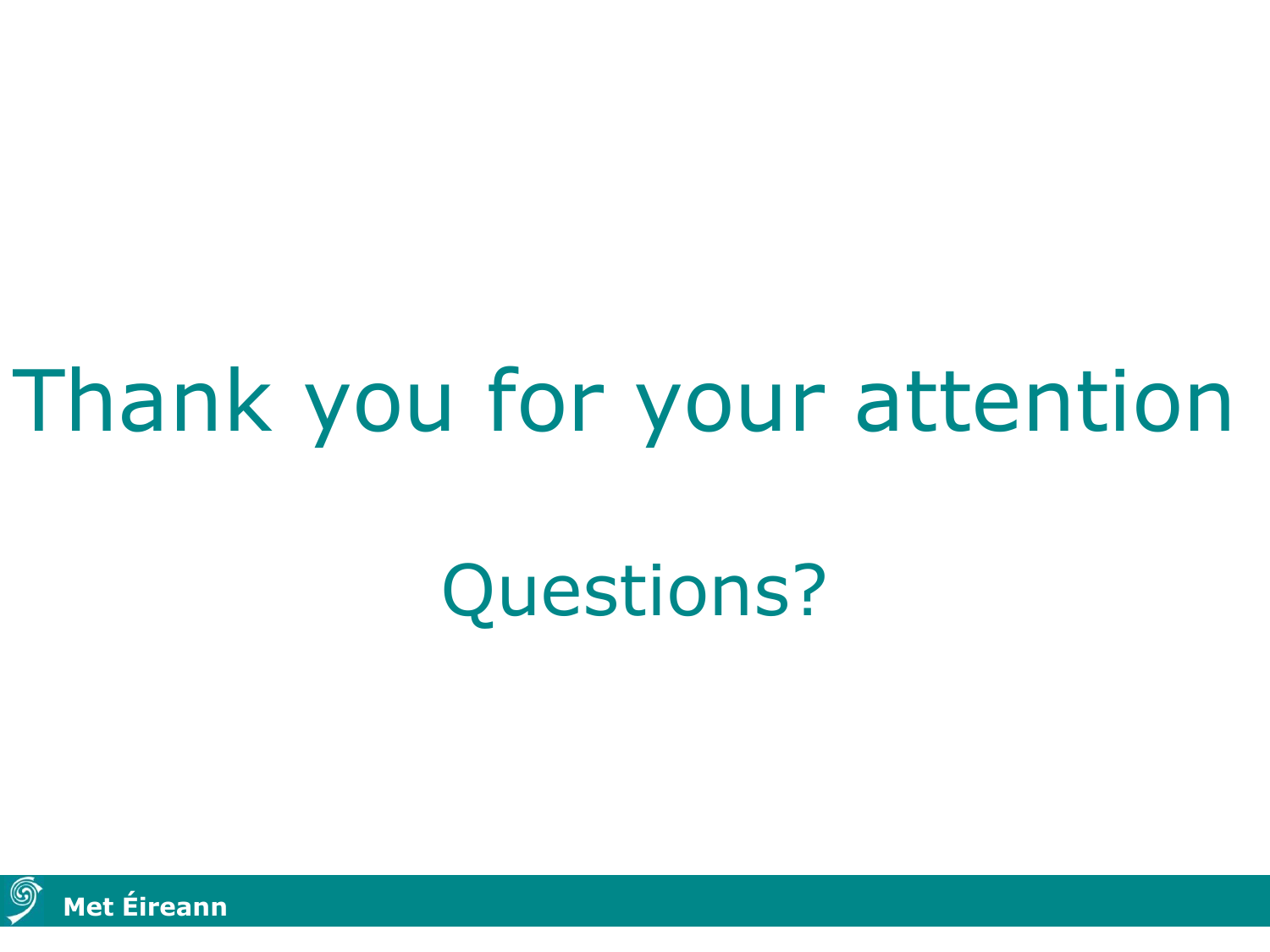# Thank you for your attention

## Questions?